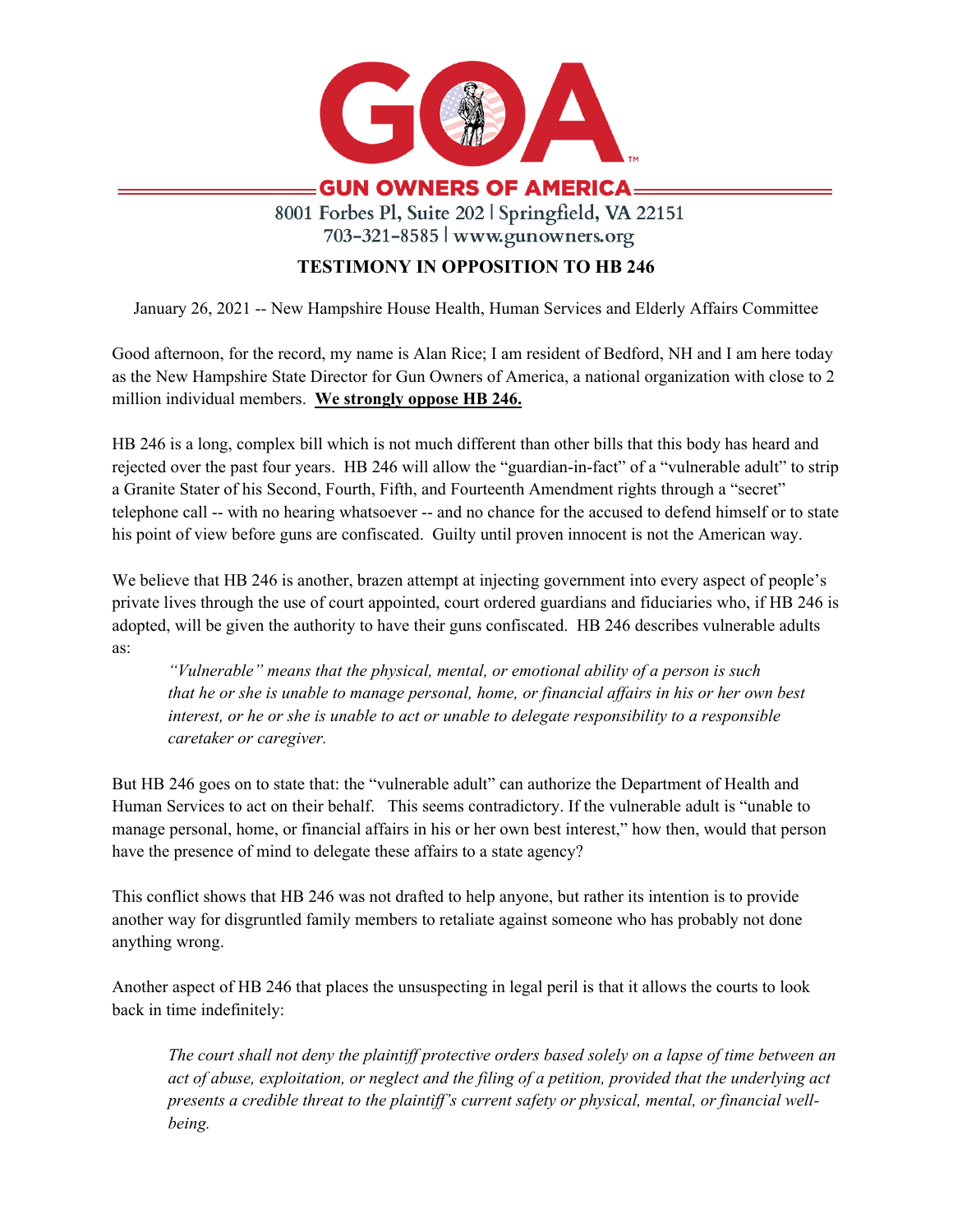**GUN OWNERS OF AMERICA**

8001 Forbes Pl, Suite 202 | Springfield, VA 22151
703-321-8585 | www.gunowners.org

# TESTIMONY IN OPPOSITION TO HB 246

January 26, 2021 -- New Hampshire House Health, Human Services and Elderly Affairs Committee

Good afternoon, for the record, my name is Alan Rice; I am resident of Bedford, NH and I am here today as the New Hampshire State Director for Gun Owners of America, a national organization with close to 2 million individual members. **We strongly oppose HB 246.**

HB 246 is a long, complex bill which is not much different than other bills that this body has heard and rejected over the past four years. HB 246 will allow the "guardian-in-fact" of a "vulnerable adult" to strip a Granite Stater of his Second, Fourth, Fifth, and Fourteenth Amendment rights through a "secret" telephone call -- with no hearing whatsoever -- and no chance for the accused to defend himself or to state his point of view before guns are confiscated. Guilty until proven innocent is not the American way.

We believe that HB 246 is another, brazen attempt at injecting government into every aspect of people's private lives through the use of court appointed, court ordered guardians and fiduciaries who, if HB 246 is adopted, will be given the authority to have their guns confiscated. HB 246 describes vulnerable adults as:

> *"Vulnerable" means that the physical, mental, or emotional ability of a person is such that he or she is unable to manage personal, home, or financial affairs in his or her own best interest, or he or she is unable to act or unable to delegate responsibility to a responsible caretaker or caregiver.*

But HB 246 goes on to state that: the "vulnerable adult" can authorize the Department of Health and Human Services to act on their behalf. This seems contradictory. If the vulnerable adult is "unable to manage personal, home, or financial affairs in his or her own best interest," how then, would that person have the presence of mind to delegate these affairs to a state agency?

This conflict shows that HB 246 was not drafted to help anyone, but rather its intention is to provide another way for disgruntled family members to retaliate against someone who has probably not done anything wrong.

Another aspect of HB 246 that places the unsuspecting in legal peril is that it allows the courts to look back in time indefinitely:

> *The court shall not deny the plaintiff protective orders based solely on a lapse of time between an act of abuse, exploitation, or neglect and the filing of a petition, provided that the underlying act presents a credible threat to the plaintiff's current safety or physical, mental, or financial well-being.*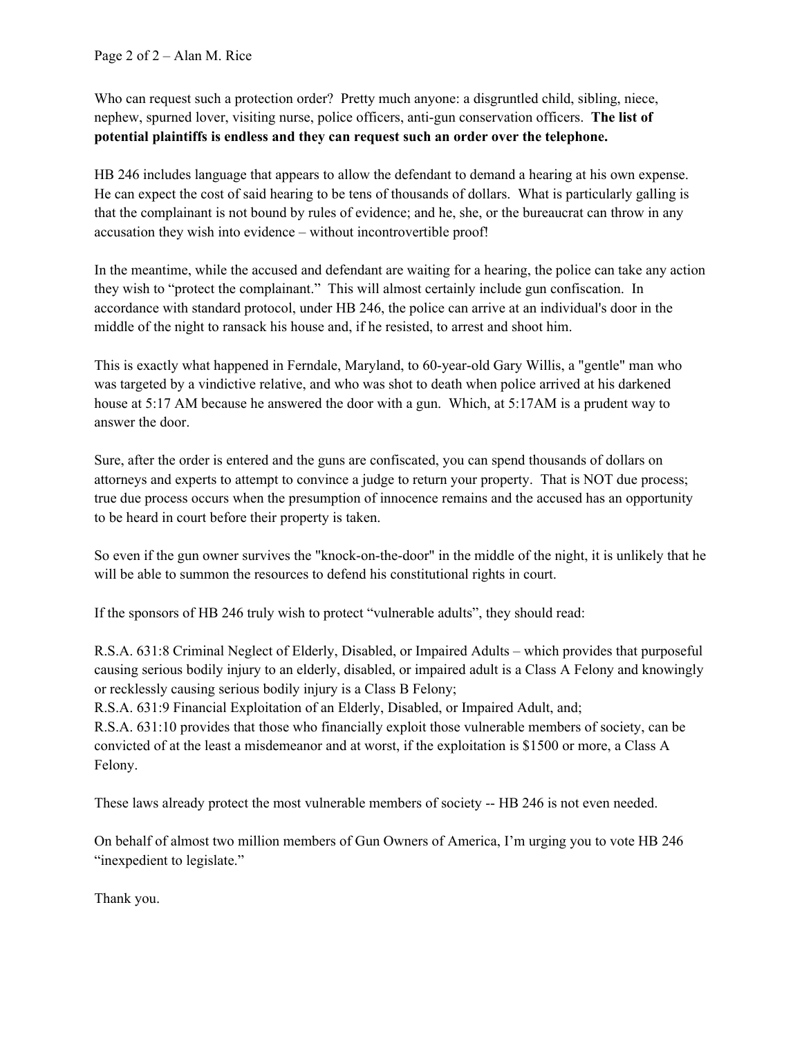Who can request such a protection order? Pretty much anyone: a disgruntled child, sibling, niece, nephew, spurned lover, visiting nurse, police officers, anti-gun conservation officers. **The list of potential plaintiffs is endless and they can request such an order over the telephone.**

HB 246 includes language that appears to allow the defendant to demand a hearing at his own expense. He can expect the cost of said hearing to be tens of thousands of dollars. What is particularly galling is that the complainant is not bound by rules of evidence; and he, she, or the bureaucrat can throw in any accusation they wish into evidence – without incontrovertible proof!

In the meantime, while the accused and defendant are waiting for a hearing, the police can take any action they wish to "protect the complainant." This will almost certainly include gun confiscation. In accordance with standard protocol, under HB 246, the police can arrive at an individual's door in the middle of the night to ransack his house and, if he resisted, to arrest and shoot him.

This is exactly what happened in Ferndale, Maryland, to 60-year-old Gary Willis, a "gentle" man who was targeted by a vindictive relative, and who was shot to death when police arrived at his darkened house at 5:17 AM because he answered the door with a gun. Which, at 5:17AM is a prudent way to answer the door.

Sure, after the order is entered and the guns are confiscated, you can spend thousands of dollars on attorneys and experts to attempt to convince a judge to return your property. That is NOT due process; true due process occurs when the presumption of innocence remains and the accused has an opportunity to be heard in court before their property is taken.

So even if the gun owner survives the "knock-on-the-door" in the middle of the night, it is unlikely that he will be able to summon the resources to defend his constitutional rights in court.

If the sponsors of HB 246 truly wish to protect "vulnerable adults", they should read:

R.S.A. 631:8 Criminal Neglect of Elderly, Disabled, or Impaired Adults – which provides that purposeful causing serious bodily injury to an elderly, disabled, or impaired adult is a Class A Felony and knowingly or recklessly causing serious bodily injury is a Class B Felony;
R.S.A. 631:9 Financial Exploitation of an Elderly, Disabled, or Impaired Adult, and;
R.S.A. 631:10 provides that those who financially exploit those vulnerable members of society, can be convicted of at the least a misdemeanor and at worst, if the exploitation is $1500 or more, a Class A Felony.

These laws already protect the most vulnerable members of society -- HB 246 is not even needed.

On behalf of almost two million members of Gun Owners of America, I'm urging you to vote HB 246 "inexpedient to legislate."

Thank you.